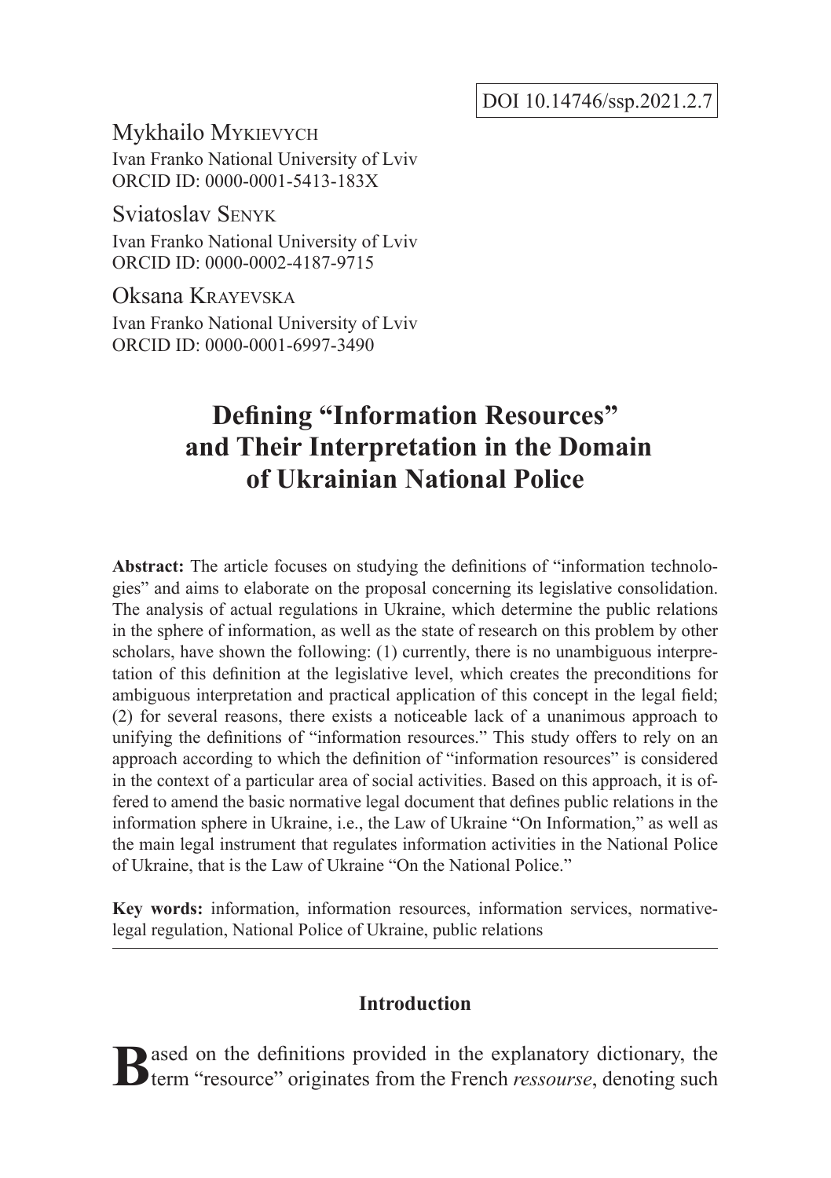DOI 10.14746/ssp.2021.2.7

Mykhailo Mykievych
Ivan Franko National University of Lviv
ORCID ID: 0000-0001-5413-183X

Sviatoslav Senyk
Ivan Franko National University of Lviv
ORCID ID: 0000-0002-4187-9715

Oksana Krayevska
Ivan Franko National University of Lviv
ORCID ID: 0000-0001-6997-3490

# Defining "Information Resources" and Their Interpretation in the Domain of Ukrainian National Police

**Abstract:** The article focuses on studying the definitions of "information technologies" and aims to elaborate on the proposal concerning its legislative consolidation. The analysis of actual regulations in Ukraine, which determine the public relations in the sphere of information, as well as the state of research on this problem by other scholars, have shown the following: (1) currently, there is no unambiguous interpretation of this definition at the legislative level, which creates the preconditions for ambiguous interpretation and practical application of this concept in the legal field; (2) for several reasons, there exists a noticeable lack of a unanimous approach to unifying the definitions of "information resources." This study offers to rely on an approach according to which the definition of "information resources" is considered in the context of a particular area of social activities. Based on this approach, it is offered to amend the basic normative legal document that defines public relations in the information sphere in Ukraine, i.e., the Law of Ukraine "On Information," as well as the main legal instrument that regulates information activities in the National Police of Ukraine, that is the Law of Ukraine "On the National Police."

**Key words:** information, information resources, information services, normative-legal regulation, National Police of Ukraine, public relations

## Introduction

Based on the definitions provided in the explanatory dictionary, the term "resource" originates from the French *ressourse*, denoting such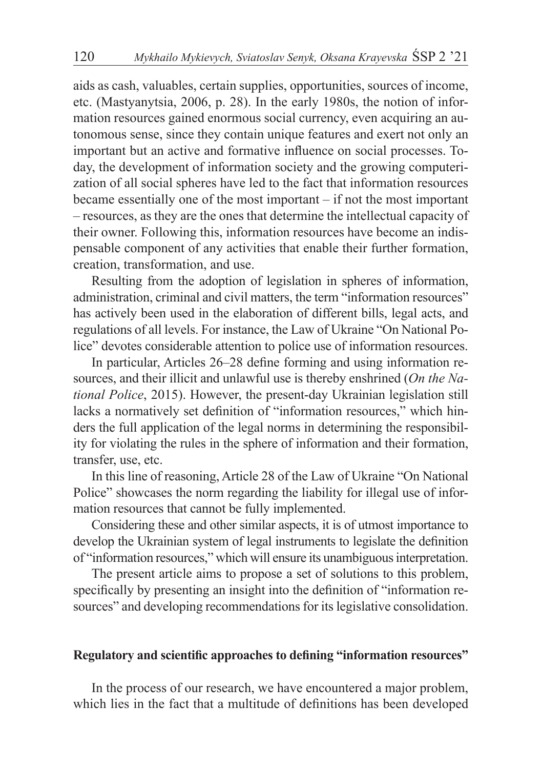aids as cash, valuables, certain supplies, opportunities, sources of income, etc. (Mastyanytsia, 2006, p. 28). In the early 1980s, the notion of information resources gained enormous social currency, even acquiring an autonomous sense, since they contain unique features and exert not only an important but an active and formative influence on social processes. Today, the development of information society and the growing computerization of all social spheres have led to the fact that information resources became essentially one of the most important – if not the most important – resources, as they are the ones that determine the intellectual capacity of their owner. Following this, information resources have become an indispensable component of any activities that enable their further formation, creation, transformation, and use.

Resulting from the adoption of legislation in spheres of information, administration, criminal and civil matters, the term "information resources" has actively been used in the elaboration of different bills, legal acts, and regulations of all levels. For instance, the Law of Ukraine "On National Police" devotes considerable attention to police use of information resources.

In particular, Articles 26–28 define forming and using information resources, and their illicit and unlawful use is thereby enshrined (*On the National Police*, 2015). However, the present-day Ukrainian legislation still lacks a normatively set definition of "information resources," which hinders the full application of the legal norms in determining the responsibility for violating the rules in the sphere of information and their formation, transfer, use, etc.

In this line of reasoning, Article 28 of the Law of Ukraine "On National Police" showcases the norm regarding the liability for illegal use of information resources that cannot be fully implemented.

Considering these and other similar aspects, it is of utmost importance to develop the Ukrainian system of legal instruments to legislate the definition of "information resources," which will ensure its unambiguous interpretation.

The present article aims to propose a set of solutions to this problem, specifically by presenting an insight into the definition of "information resources" and developing recommendations for its legislative consolidation.

## Regulatory and scientific approaches to defining "information resources"

In the process of our research, we have encountered a major problem, which lies in the fact that a multitude of definitions has been developed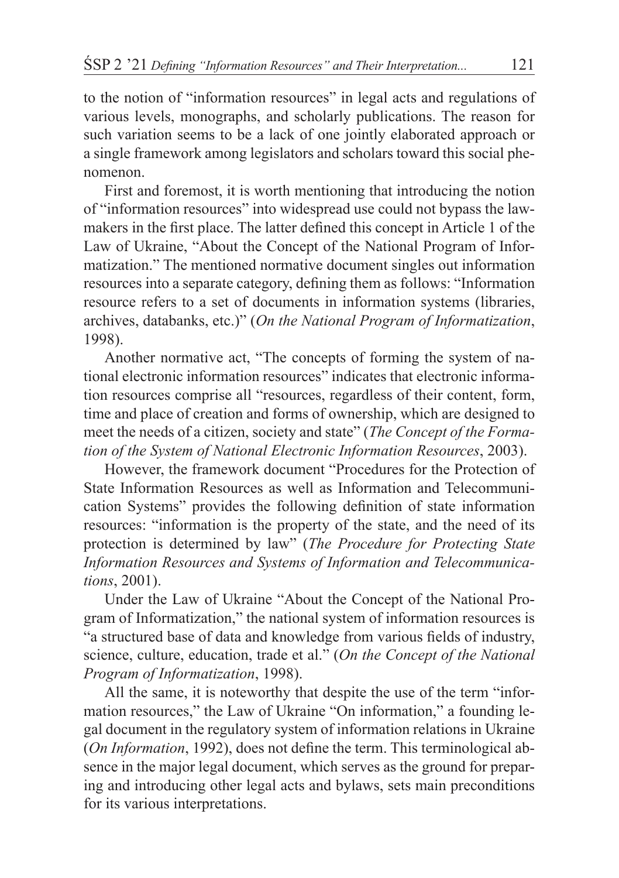to the notion of "information resources" in legal acts and regulations of various levels, monographs, and scholarly publications. The reason for such variation seems to be a lack of one jointly elaborated approach or a single framework among legislators and scholars toward this social phenomenon.

First and foremost, it is worth mentioning that introducing the notion of "information resources" into widespread use could not bypass the lawmakers in the first place. The latter defined this concept in Article 1 of the Law of Ukraine, "About the Concept of the National Program of Informatization." The mentioned normative document singles out information resources into a separate category, defining them as follows: "Information resource refers to a set of documents in information systems (libraries, archives, databanks, etc.)" (*On the National Program of Informatization*, 1998).

Another normative act, "The concepts of forming the system of national electronic information resources" indicates that electronic information resources comprise all "resources, regardless of their content, form, time and place of creation and forms of ownership, which are designed to meet the needs of a citizen, society and state" (*The Concept of the Formation of the System of National Electronic Information Resources*, 2003).

However, the framework document "Procedures for the Protection of State Information Resources as well as Information and Telecommunication Systems" provides the following definition of state information resources: "information is the property of the state, and the need of its protection is determined by law" (*The Procedure for Protecting State Information Resources and Systems of Information and Telecommunications*, 2001).

Under the Law of Ukraine "About the Concept of the National Program of Informatization," the national system of information resources is "a structured base of data and knowledge from various fields of industry, science, culture, education, trade et al." (*On the Concept of the National Program of Informatization*, 1998).

All the same, it is noteworthy that despite the use of the term "information resources," the Law of Ukraine "On information," a founding legal document in the regulatory system of information relations in Ukraine (*On Information*, 1992), does not define the term. This terminological absence in the major legal document, which serves as the ground for preparing and introducing other legal acts and bylaws, sets main preconditions for its various interpretations.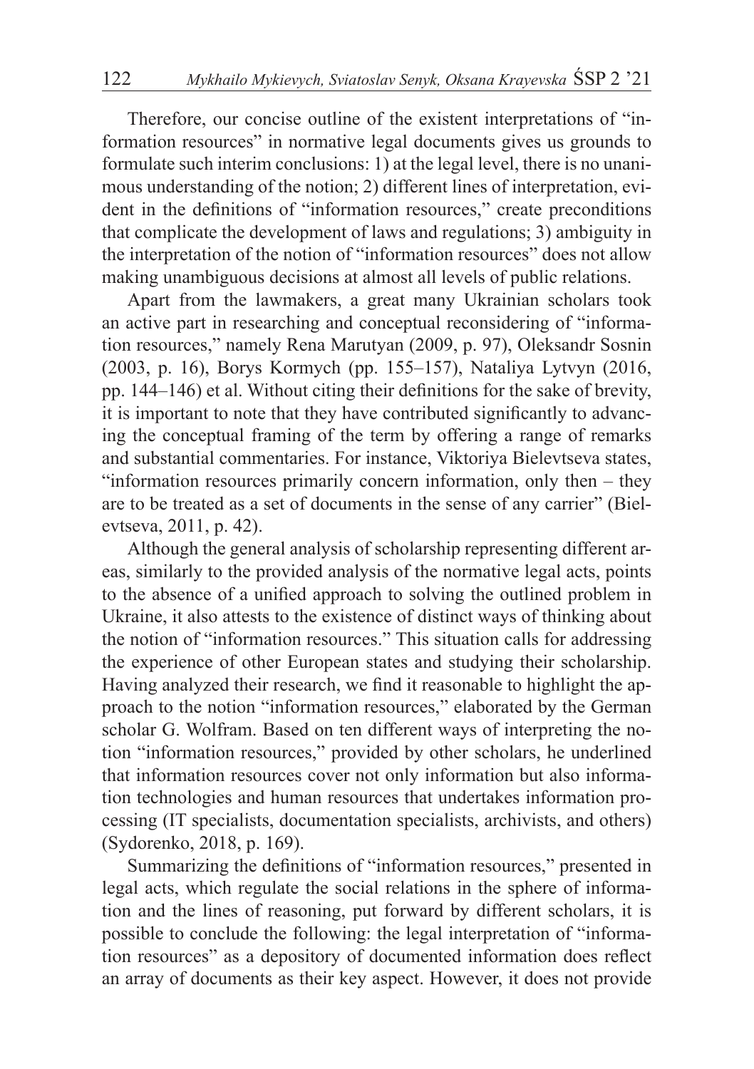Therefore, our concise outline of the existent interpretations of "information resources" in normative legal documents gives us grounds to formulate such interim conclusions: 1) at the legal level, there is no unanimous understanding of the notion; 2) different lines of interpretation, evident in the definitions of "information resources," create preconditions that complicate the development of laws and regulations; 3) ambiguity in the interpretation of the notion of "information resources" does not allow making unambiguous decisions at almost all levels of public relations.

Apart from the lawmakers, a great many Ukrainian scholars took an active part in researching and conceptual reconsidering of "information resources," namely Rena Marutyan (2009, p. 97), Oleksandr Sosnin (2003, p. 16), Borys Kormych (pp. 155–157), Nataliya Lytvyn (2016, pp. 144–146) et al. Without citing their definitions for the sake of brevity, it is important to note that they have contributed significantly to advancing the conceptual framing of the term by offering a range of remarks and substantial commentaries. For instance, Viktoriya Bielevtseva states, "information resources primarily concern information, only then – they are to be treated as a set of documents in the sense of any carrier" (Bielevtseva, 2011, p. 42).

Although the general analysis of scholarship representing different areas, similarly to the provided analysis of the normative legal acts, points to the absence of a unified approach to solving the outlined problem in Ukraine, it also attests to the existence of distinct ways of thinking about the notion of "information resources." This situation calls for addressing the experience of other European states and studying their scholarship. Having analyzed their research, we find it reasonable to highlight the approach to the notion "information resources," elaborated by the German scholar G. Wolfram. Based on ten different ways of interpreting the notion "information resources," provided by other scholars, he underlined that information resources cover not only information but also information technologies and human resources that undertakes information processing (IT specialists, documentation specialists, archivists, and others) (Sydorenko, 2018, p. 169).

Summarizing the definitions of "information resources," presented in legal acts, which regulate the social relations in the sphere of information and the lines of reasoning, put forward by different scholars, it is possible to conclude the following: the legal interpretation of "information resources" as a depository of documented information does reflect an array of documents as their key aspect. However, it does not provide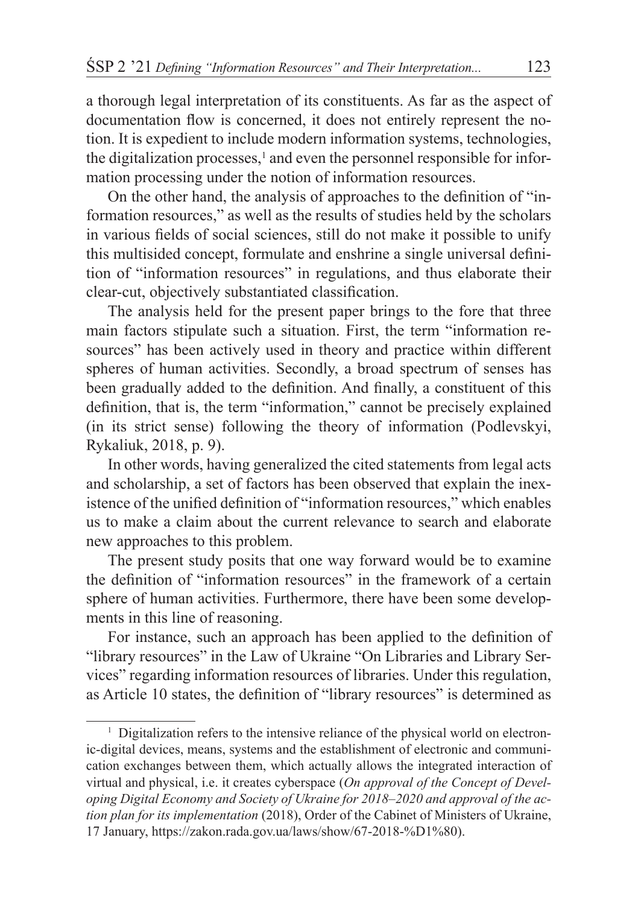a thorough legal interpretation of its constituents. As far as the aspect of documentation flow is concerned, it does not entirely represent the notion. It is expedient to include modern information systems, technologies, the digitalization processes,[1] and even the personnel responsible for information processing under the notion of information resources.

On the other hand, the analysis of approaches to the definition of "information resources," as well as the results of studies held by the scholars in various fields of social sciences, still do not make it possible to unify this multisided concept, formulate and enshrine a single universal definition of "information resources" in regulations, and thus elaborate their clear-cut, objectively substantiated classification.

The analysis held for the present paper brings to the fore that three main factors stipulate such a situation. First, the term "information resources" has been actively used in theory and practice within different spheres of human activities. Secondly, a broad spectrum of senses has been gradually added to the definition. And finally, a constituent of this definition, that is, the term "information," cannot be precisely explained (in its strict sense) following the theory of information (Podlevskyi, Rykaliuk, 2018, p. 9).

In other words, having generalized the cited statements from legal acts and scholarship, a set of factors has been observed that explain the inexistence of the unified definition of "information resources," which enables us to make a claim about the current relevance to search and elaborate new approaches to this problem.

The present study posits that one way forward would be to examine the definition of "information resources" in the framework of a certain sphere of human activities. Furthermore, there have been some developments in this line of reasoning.

For instance, such an approach has been applied to the definition of "library resources" in the Law of Ukraine "On Libraries and Library Services" regarding information resources of libraries. Under this regulation, as Article 10 states, the definition of "library resources" is determined as

---

[1] Digitalization refers to the intensive reliance of the physical world on electronic-digital devices, means, systems and the establishment of electronic and communication exchanges between them, which actually allows the integrated interaction of virtual and physical, i.e. it creates cyberspace (*On approval of the Concept of Developing Digital Economy and Society of Ukraine for 2018–2020 and approval of the action plan for its implementation* (2018), Order of the Cabinet of Ministers of Ukraine, 17 January, https://zakon.rada.gov.ua/laws/show/67-2018-%D1%80).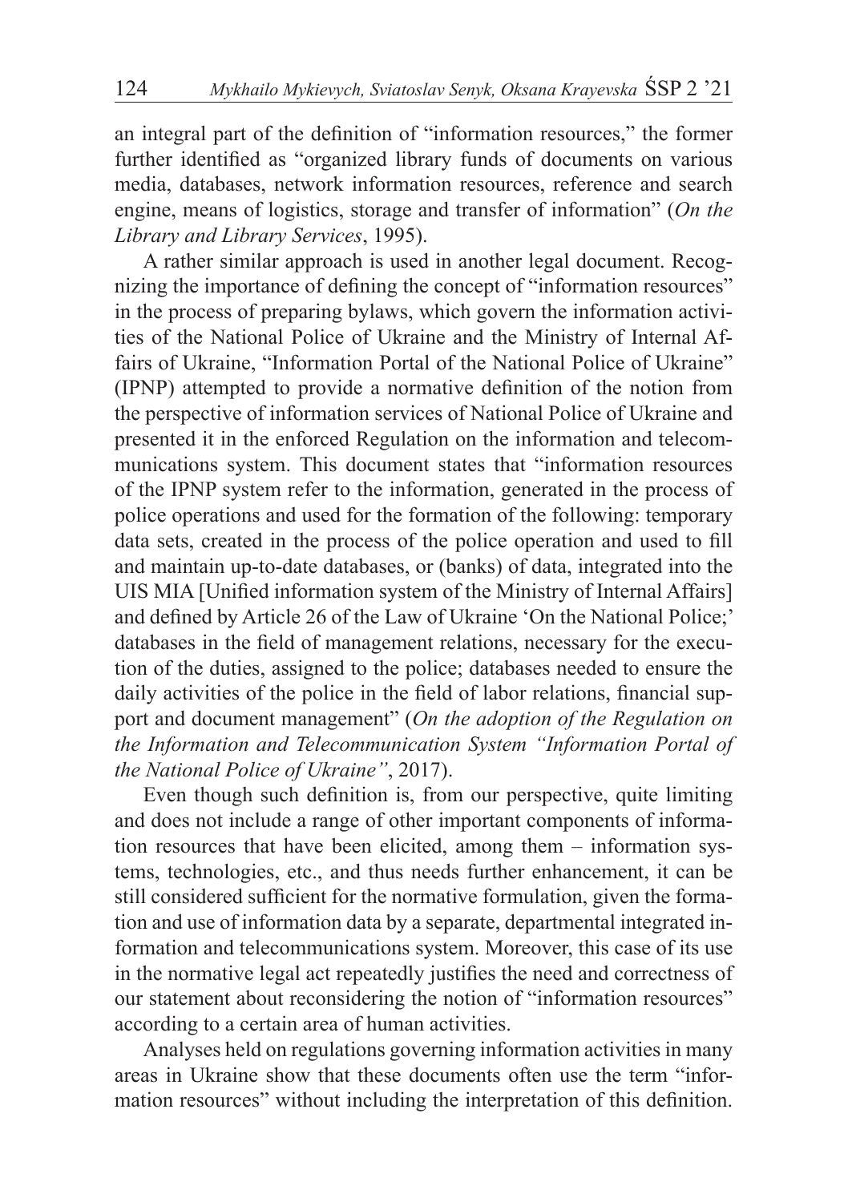an integral part of the definition of "information resources," the former further identified as "organized library funds of documents on various media, databases, network information resources, reference and search engine, means of logistics, storage and transfer of information" (*On the Library and Library Services*, 1995).

A rather similar approach is used in another legal document. Recognizing the importance of defining the concept of "information resources" in the process of preparing bylaws, which govern the information activities of the National Police of Ukraine and the Ministry of Internal Affairs of Ukraine, "Information Portal of the National Police of Ukraine" (IPNP) attempted to provide a normative definition of the notion from the perspective of information services of National Police of Ukraine and presented it in the enforced Regulation on the information and telecommunications system. This document states that "information resources of the IPNP system refer to the information, generated in the process of police operations and used for the formation of the following: temporary data sets, created in the process of the police operation and used to fill and maintain up-to-date databases, or (banks) of data, integrated into the UIS MIA [Unified information system of the Ministry of Internal Affairs] and defined by Article 26 of the Law of Ukraine 'On the National Police;' databases in the field of management relations, necessary for the execution of the duties, assigned to the police; databases needed to ensure the daily activities of the police in the field of labor relations, financial support and document management" (*On the adoption of the Regulation on the Information and Telecommunication System "Information Portal of the National Police of Ukraine"*, 2017).

Even though such definition is, from our perspective, quite limiting and does not include a range of other important components of information resources that have been elicited, among them – information systems, technologies, etc., and thus needs further enhancement, it can be still considered sufficient for the normative formulation, given the formation and use of information data by a separate, departmental integrated information and telecommunications system. Moreover, this case of its use in the normative legal act repeatedly justifies the need and correctness of our statement about reconsidering the notion of "information resources" according to a certain area of human activities.

Analyses held on regulations governing information activities in many areas in Ukraine show that these documents often use the term "information resources" without including the interpretation of this definition.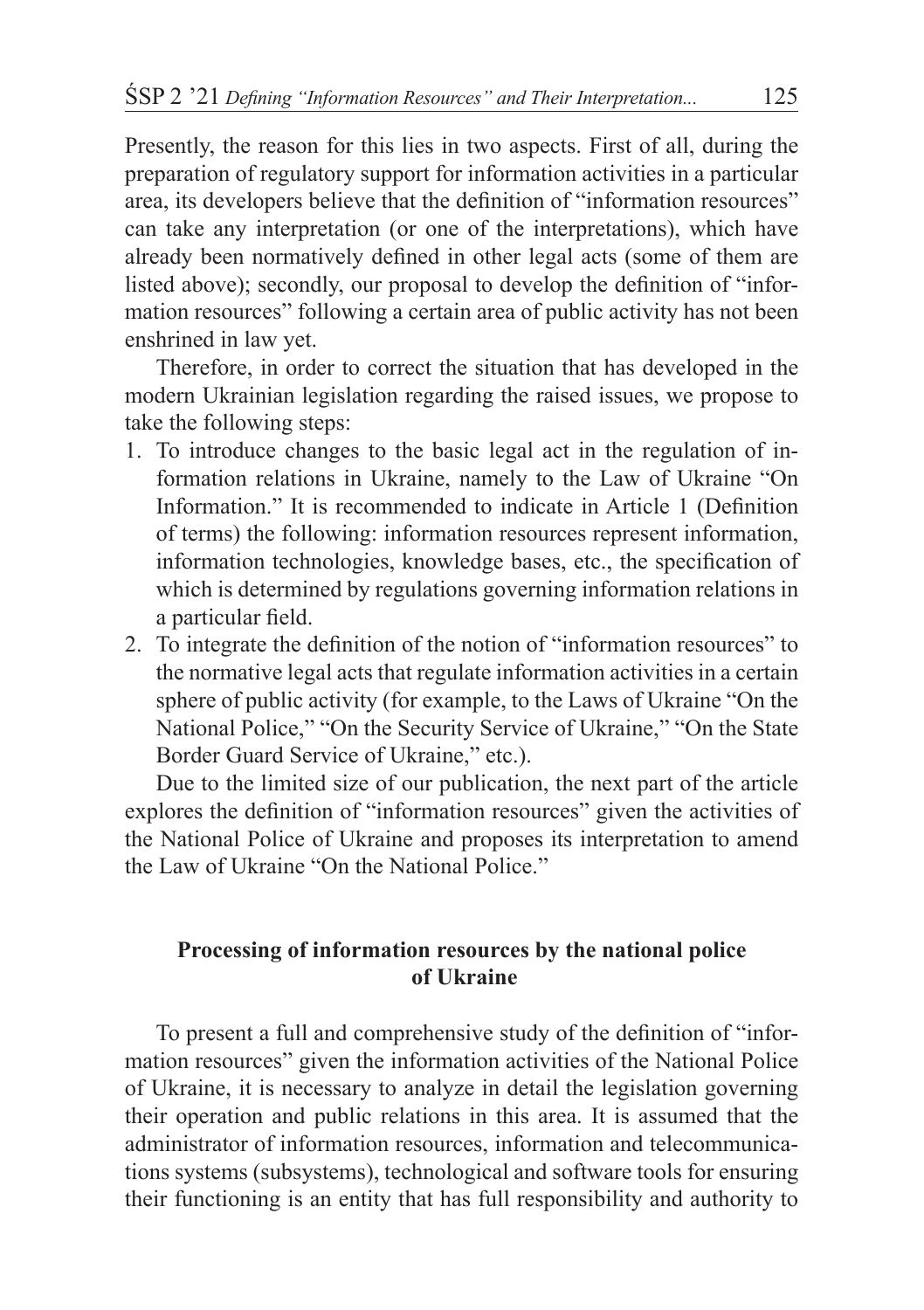Presently, the reason for this lies in two aspects. First of all, during the preparation of regulatory support for information activities in a particular area, its developers believe that the definition of "information resources" can take any interpretation (or one of the interpretations), which have already been normatively defined in other legal acts (some of them are listed above); secondly, our proposal to develop the definition of "information resources" following a certain area of public activity has not been enshrined in law yet.

Therefore, in order to correct the situation that has developed in the modern Ukrainian legislation regarding the raised issues, we propose to take the following steps:

1. To introduce changes to the basic legal act in the regulation of information relations in Ukraine, namely to the Law of Ukraine "On Information." It is recommended to indicate in Article 1 (Definition of terms) the following: information resources represent information, information technologies, knowledge bases, etc., the specification of which is determined by regulations governing information relations in a particular field.
2. To integrate the definition of the notion of "information resources" to the normative legal acts that regulate information activities in a certain sphere of public activity (for example, to the Laws of Ukraine "On the National Police," "On the Security Service of Ukraine," "On the State Border Guard Service of Ukraine," etc.).

Due to the limited size of our publication, the next part of the article explores the definition of "information resources" given the activities of the National Police of Ukraine and proposes its interpretation to amend the Law of Ukraine "On the National Police."

## Processing of information resources by the national police of Ukraine

To present a full and comprehensive study of the definition of "information resources" given the information activities of the National Police of Ukraine, it is necessary to analyze in detail the legislation governing their operation and public relations in this area. It is assumed that the administrator of information resources, information and telecommunications systems (subsystems), technological and software tools for ensuring their functioning is an entity that has full responsibility and authority to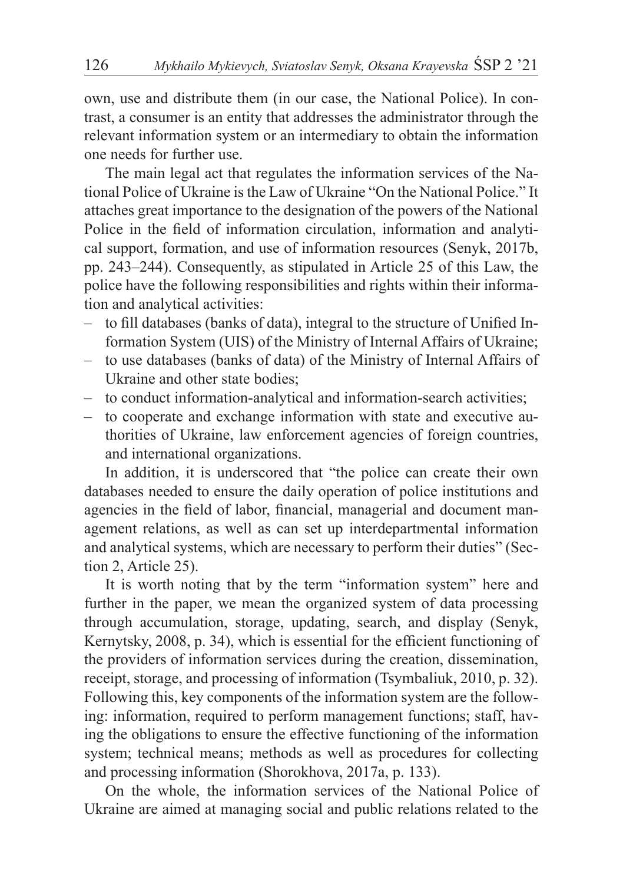own, use and distribute them (in our case, the National Police). In contrast, a consumer is an entity that addresses the administrator through the relevant information system or an intermediary to obtain the information one needs for further use.

The main legal act that regulates the information services of the National Police of Ukraine is the Law of Ukraine "On the National Police." It attaches great importance to the designation of the powers of the National Police in the field of information circulation, information and analytical support, formation, and use of information resources (Senyk, 2017b, pp. 243–244). Consequently, as stipulated in Article 25 of this Law, the police have the following responsibilities and rights within their information and analytical activities:

- to fill databases (banks of data), integral to the structure of Unified Information System (UIS) of the Ministry of Internal Affairs of Ukraine;
- to use databases (banks of data) of the Ministry of Internal Affairs of Ukraine and other state bodies;
- to conduct information-analytical and information-search activities;
- to cooperate and exchange information with state and executive authorities of Ukraine, law enforcement agencies of foreign countries, and international organizations.

In addition, it is underscored that "the police can create their own databases needed to ensure the daily operation of police institutions and agencies in the field of labor, financial, managerial and document management relations, as well as can set up interdepartmental information and analytical systems, which are necessary to perform their duties" (Section 2, Article 25).

It is worth noting that by the term "information system" here and further in the paper, we mean the organized system of data processing through accumulation, storage, updating, search, and display (Senyk, Kernytsky, 2008, p. 34), which is essential for the efficient functioning of the providers of information services during the creation, dissemination, receipt, storage, and processing of information (Tsymbaliuk, 2010, p. 32). Following this, key components of the information system are the following: information, required to perform management functions; staff, having the obligations to ensure the effective functioning of the information system; technical means; methods as well as procedures for collecting and processing information (Shorokhova, 2017a, p. 133).

On the whole, the information services of the National Police of Ukraine are aimed at managing social and public relations related to the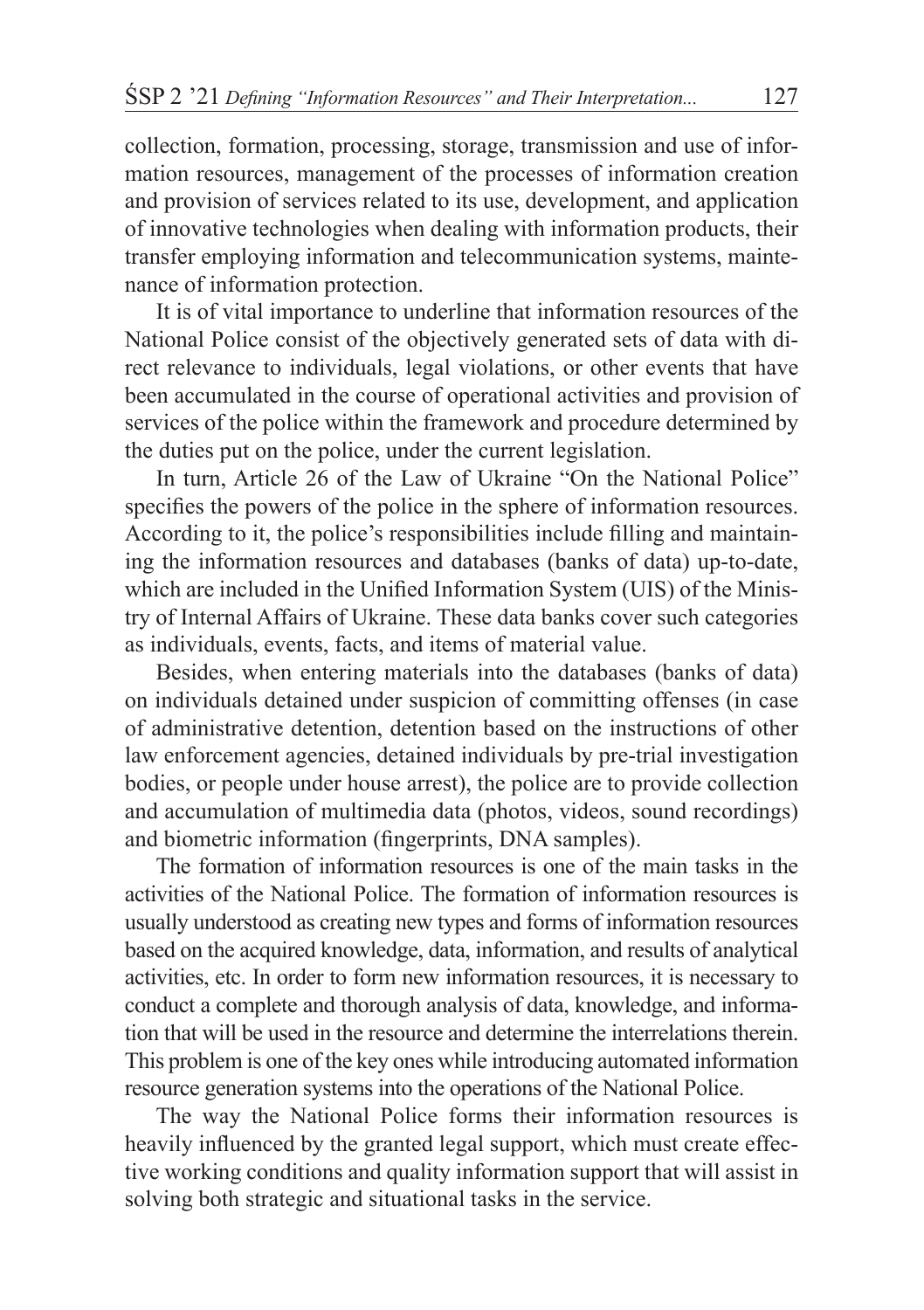collection, formation, processing, storage, transmission and use of information resources, management of the processes of information creation and provision of services related to its use, development, and application of innovative technologies when dealing with information products, their transfer employing information and telecommunication systems, maintenance of information protection.

It is of vital importance to underline that information resources of the National Police consist of the objectively generated sets of data with direct relevance to individuals, legal violations, or other events that have been accumulated in the course of operational activities and provision of services of the police within the framework and procedure determined by the duties put on the police, under the current legislation.

In turn, Article 26 of the Law of Ukraine "On the National Police" specifies the powers of the police in the sphere of information resources. According to it, the police's responsibilities include filling and maintaining the information resources and databases (banks of data) up-to-date, which are included in the Unified Information System (UIS) of the Ministry of Internal Affairs of Ukraine. These data banks cover such categories as individuals, events, facts, and items of material value.

Besides, when entering materials into the databases (banks of data) on individuals detained under suspicion of committing offenses (in case of administrative detention, detention based on the instructions of other law enforcement agencies, detained individuals by pre-trial investigation bodies, or people under house arrest), the police are to provide collection and accumulation of multimedia data (photos, videos, sound recordings) and biometric information (fingerprints, DNA samples).

The formation of information resources is one of the main tasks in the activities of the National Police. The formation of information resources is usually understood as creating new types and forms of information resources based on the acquired knowledge, data, information, and results of analytical activities, etc. In order to form new information resources, it is necessary to conduct a complete and thorough analysis of data, knowledge, and information that will be used in the resource and determine the interrelations therein. This problem is one of the key ones while introducing automated information resource generation systems into the operations of the National Police.

The way the National Police forms their information resources is heavily influenced by the granted legal support, which must create effective working conditions and quality information support that will assist in solving both strategic and situational tasks in the service.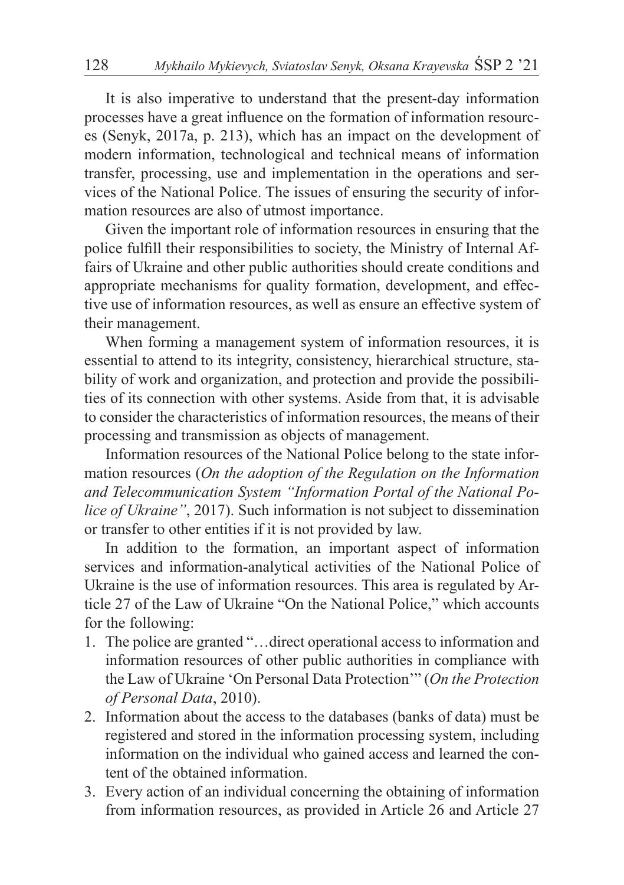It is also imperative to understand that the present-day information processes have a great influence on the formation of information resources (Senyk, 2017a, p. 213), which has an impact on the development of modern information, technological and technical means of information transfer, processing, use and implementation in the operations and services of the National Police. The issues of ensuring the security of information resources are also of utmost importance.

Given the important role of information resources in ensuring that the police fulfill their responsibilities to society, the Ministry of Internal Affairs of Ukraine and other public authorities should create conditions and appropriate mechanisms for quality formation, development, and effective use of information resources, as well as ensure an effective system of their management.

When forming a management system of information resources, it is essential to attend to its integrity, consistency, hierarchical structure, stability of work and organization, and protection and provide the possibilities of its connection with other systems. Aside from that, it is advisable to consider the characteristics of information resources, the means of their processing and transmission as objects of management.

Information resources of the National Police belong to the state information resources (*On the adoption of the Regulation on the Information and Telecommunication System "Information Portal of the National Police of Ukraine"*, 2017). Such information is not subject to dissemination or transfer to other entities if it is not provided by law.

In addition to the formation, an important aspect of information services and information-analytical activities of the National Police of Ukraine is the use of information resources. This area is regulated by Article 27 of the Law of Ukraine "On the National Police," which accounts for the following:

1. The police are granted "…direct operational access to information and information resources of other public authorities in compliance with the Law of Ukraine 'On Personal Data Protection'" (*On the Protection of Personal Data*, 2010).
2. Information about the access to the databases (banks of data) must be registered and stored in the information processing system, including information on the individual who gained access and learned the content of the obtained information.
3. Every action of an individual concerning the obtaining of information from information resources, as provided in Article 26 and Article 27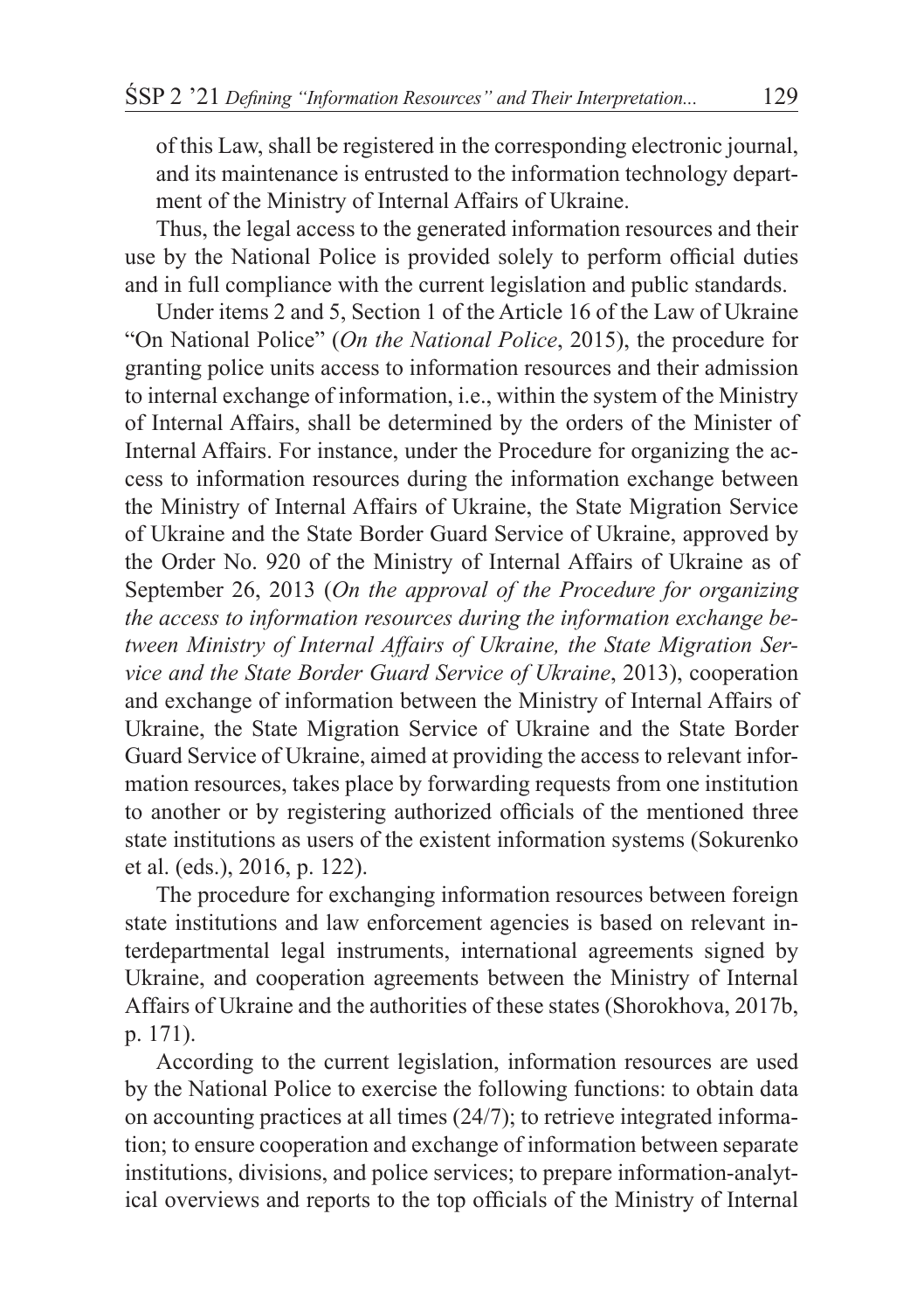of this Law, shall be registered in the corresponding electronic journal, and its maintenance is entrusted to the information technology department of the Ministry of Internal Affairs of Ukraine.

Thus, the legal access to the generated information resources and their use by the National Police is provided solely to perform official duties and in full compliance with the current legislation and public standards.

Under items 2 and 5, Section 1 of the Article 16 of the Law of Ukraine "On National Police" (*On the National Police*, 2015), the procedure for granting police units access to information resources and their admission to internal exchange of information, i.e., within the system of the Ministry of Internal Affairs, shall be determined by the orders of the Minister of Internal Affairs. For instance, under the Procedure for organizing the access to information resources during the information exchange between the Ministry of Internal Affairs of Ukraine, the State Migration Service of Ukraine and the State Border Guard Service of Ukraine, approved by the Order No. 920 of the Ministry of Internal Affairs of Ukraine as of September 26, 2013 (*On the approval of the Procedure for organizing the access to information resources during the information exchange between Ministry of Internal Affairs of Ukraine, the State Migration Service and the State Border Guard Service of Ukraine*, 2013), cooperation and exchange of information between the Ministry of Internal Affairs of Ukraine, the State Migration Service of Ukraine and the State Border Guard Service of Ukraine, aimed at providing the access to relevant information resources, takes place by forwarding requests from one institution to another or by registering authorized officials of the mentioned three state institutions as users of the existent information systems (Sokurenko et al. (eds.), 2016, p. 122).

The procedure for exchanging information resources between foreign state institutions and law enforcement agencies is based on relevant interdepartmental legal instruments, international agreements signed by Ukraine, and cooperation agreements between the Ministry of Internal Affairs of Ukraine and the authorities of these states (Shorokhova, 2017b, p. 171).

According to the current legislation, information resources are used by the National Police to exercise the following functions: to obtain data on accounting practices at all times (24/7); to retrieve integrated information; to ensure cooperation and exchange of information between separate institutions, divisions, and police services; to prepare information-analytical overviews and reports to the top officials of the Ministry of Internal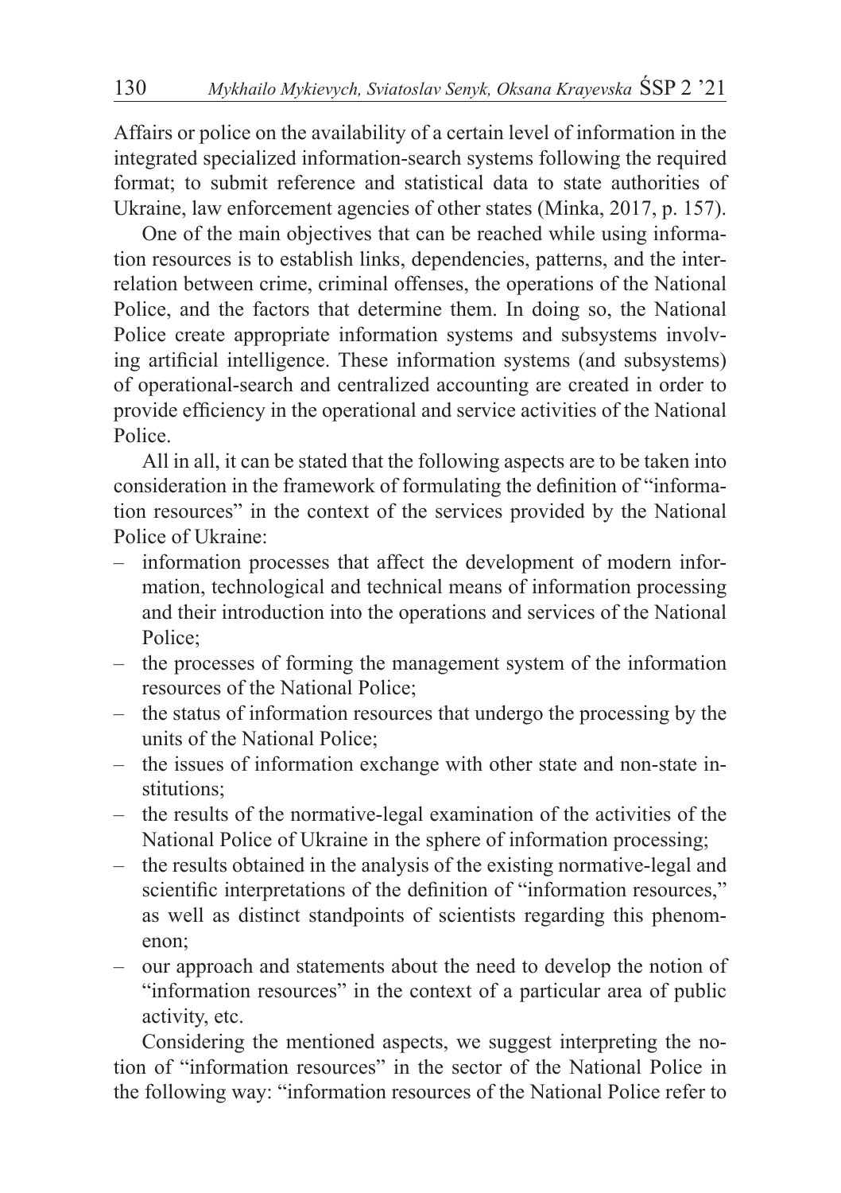Affairs or police on the availability of a certain level of information in the integrated specialized information-search systems following the required format; to submit reference and statistical data to state authorities of Ukraine, law enforcement agencies of other states (Minka, 2017, p. 157).

One of the main objectives that can be reached while using information resources is to establish links, dependencies, patterns, and the interrelation between crime, criminal offenses, the operations of the National Police, and the factors that determine them. In doing so, the National Police create appropriate information systems and subsystems involving artificial intelligence. These information systems (and subsystems) of operational-search and centralized accounting are created in order to provide efficiency in the operational and service activities of the National Police.

All in all, it can be stated that the following aspects are to be taken into consideration in the framework of formulating the definition of "information resources" in the context of the services provided by the National Police of Ukraine:

- information processes that affect the development of modern information, technological and technical means of information processing and their introduction into the operations and services of the National Police;
- the processes of forming the management system of the information resources of the National Police;
- the status of information resources that undergo the processing by the units of the National Police;
- the issues of information exchange with other state and non-state institutions;
- the results of the normative-legal examination of the activities of the National Police of Ukraine in the sphere of information processing;
- the results obtained in the analysis of the existing normative-legal and scientific interpretations of the definition of "information resources," as well as distinct standpoints of scientists regarding this phenomenon;
- our approach and statements about the need to develop the notion of "information resources" in the context of a particular area of public activity, etc.

Considering the mentioned aspects, we suggest interpreting the notion of "information resources" in the sector of the National Police in the following way: "information resources of the National Police refer to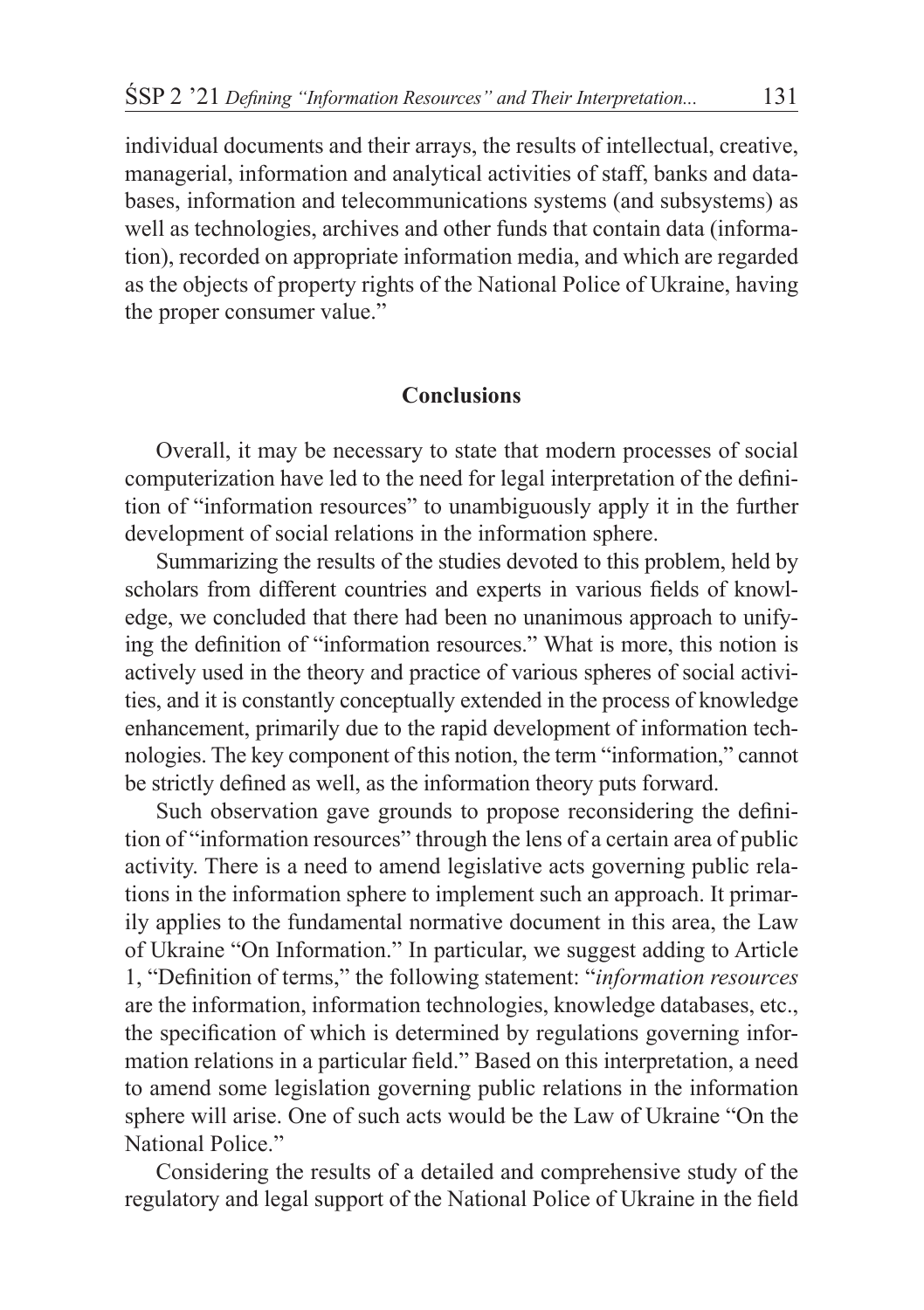individual documents and their arrays, the results of intellectual, creative, managerial, information and analytical activities of staff, banks and databases, information and telecommunications systems (and subsystems) as well as technologies, archives and other funds that contain data (information), recorded on appropriate information media, and which are regarded as the objects of property rights of the National Police of Ukraine, having the proper consumer value."

## Conclusions

Overall, it may be necessary to state that modern processes of social computerization have led to the need for legal interpretation of the definition of "information resources" to unambiguously apply it in the further development of social relations in the information sphere.

Summarizing the results of the studies devoted to this problem, held by scholars from different countries and experts in various fields of knowledge, we concluded that there had been no unanimous approach to unifying the definition of "information resources." What is more, this notion is actively used in the theory and practice of various spheres of social activities, and it is constantly conceptually extended in the process of knowledge enhancement, primarily due to the rapid development of information technologies. The key component of this notion, the term "information," cannot be strictly defined as well, as the information theory puts forward.

Such observation gave grounds to propose reconsidering the definition of "information resources" through the lens of a certain area of public activity. There is a need to amend legislative acts governing public relations in the information sphere to implement such an approach. It primarily applies to the fundamental normative document in this area, the Law of Ukraine "On Information." In particular, we suggest adding to Article 1, "Definition of terms," the following statement: "*information resources* are the information, information technologies, knowledge databases, etc., the specification of which is determined by regulations governing information relations in a particular field." Based on this interpretation, a need to amend some legislation governing public relations in the information sphere will arise. One of such acts would be the Law of Ukraine "On the National Police."

Considering the results of a detailed and comprehensive study of the regulatory and legal support of the National Police of Ukraine in the field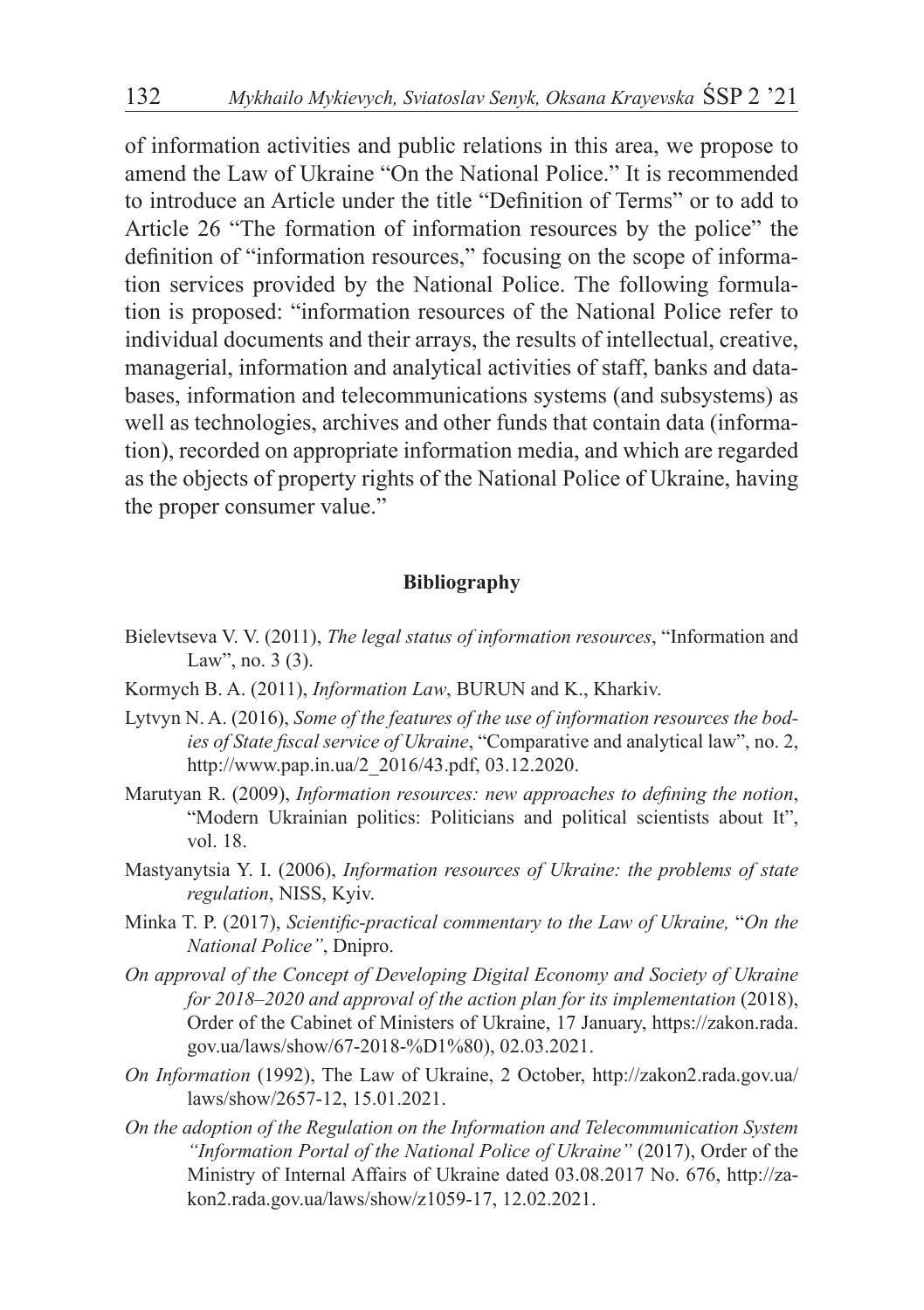of information activities and public relations in this area, we propose to amend the Law of Ukraine "On the National Police." It is recommended to introduce an Article under the title "Definition of Terms" or to add to Article 26 "The formation of information resources by the police" the definition of "information resources," focusing on the scope of information services provided by the National Police. The following formulation is proposed: "information resources of the National Police refer to individual documents and their arrays, the results of intellectual, creative, managerial, information and analytical activities of staff, banks and databases, information and telecommunications systems (and subsystems) as well as technologies, archives and other funds that contain data (information), recorded on appropriate information media, and which are regarded as the objects of property rights of the National Police of Ukraine, having the proper consumer value."

## Bibliography

Bielevtseva V. V. (2011), *The legal status of information resources*, "Information and Law", no. 3 (3).

Kormych B. A. (2011), *Information Law*, BURUN and K., Kharkiv.

Lytvyn N. A. (2016), *Some of the features of the use of information resources the bodies of State fiscal service of Ukraine*, "Comparative and analytical law", no. 2, http://www.pap.in.ua/2_2016/43.pdf, 03.12.2020.

Marutyan R. (2009), *Information resources: new approaches to defining the notion*, "Modern Ukrainian politics: Politicians and political scientists about It", vol. 18.

Mastyanytsia Y. I. (2006), *Information resources of Ukraine: the problems of state regulation*, NISS, Kyiv.

Minka T. P. (2017), *Scientific-practical commentary to the Law of Ukraine,* "*On the National Police"*, Dnipro.

*On approval of the Concept of Developing Digital Economy and Society of Ukraine for 2018–2020 and approval of the action plan for its implementation* (2018), Order of the Cabinet of Ministers of Ukraine, 17 January, https://zakon.rada.gov.ua/laws/show/67-2018-%D1%80), 02.03.2021.

*On Information* (1992), The Law of Ukraine, 2 October, http://zakon2.rada.gov.ua/laws/show/2657-12, 15.01.2021.

*On the adoption of the Regulation on the Information and Telecommunication System "Information Portal of the National Police of Ukraine"* (2017), Order of the Ministry of Internal Affairs of Ukraine dated 03.08.2017 No. 676, http://zakon2.rada.gov.ua/laws/show/z1059-17, 12.02.2021.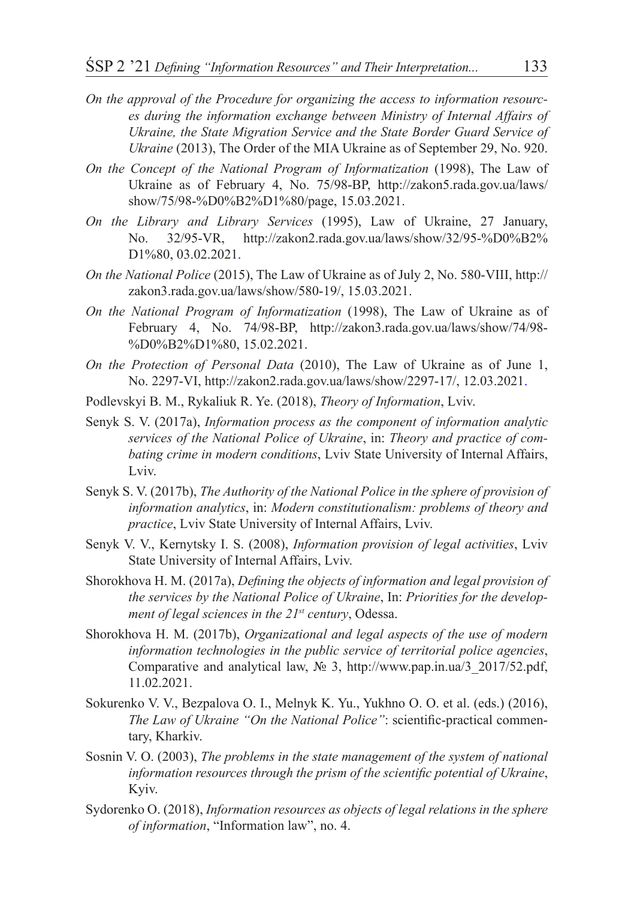*On the approval of the Procedure for organizing the access to information resources during the information exchange between Ministry of Internal Affairs of Ukraine, the State Migration Service and the State Border Guard Service of Ukraine* (2013), The Order of the MIA Ukraine as of September 29, No. 920.

*On the Concept of the National Program of Informatization* (1998), The Law of Ukraine as of February 4, No. 75/98-BP, http://zakon5.rada.gov.ua/laws/show/75/98-%D0%B2%D1%80/page, 15.03.2021.

*On the Library and Library Services* (1995), Law of Ukraine, 27 January, No. 32/95-VR, http://zakon2.rada.gov.ua/laws/show/32/95-%D0%B2%D1%80, 03.02.2021.

*On the National Police* (2015), The Law of Ukraine as of July 2, No. 580-VIII, http://zakon3.rada.gov.ua/laws/show/580-19/, 15.03.2021.

*On the National Program of Informatization* (1998), The Law of Ukraine as of February 4, No. 74/98-BP, http://zakon3.rada.gov.ua/laws/show/74/98-%D0%B2%D1%80, 15.02.2021.

*On the Protection of Personal Data* (2010), The Law of Ukraine as of June 1, No. 2297-VI, http://zakon2.rada.gov.ua/laws/show/2297-17/, 12.03.2021.

Podlevskyi B. M., Rykaliuk R. Ye. (2018), *Theory of Information*, Lviv.

Senyk S. V. (2017a), *Information process as the component of information analytic services of the National Police of Ukraine*, in: *Theory and practice of combating crime in modern conditions*, Lviv State University of Internal Affairs, Lviv.

Senyk S. V. (2017b), *The Authority of the National Police in the sphere of provision of information analytics*, in: *Modern constitutionalism: problems of theory and practice*, Lviv State University of Internal Affairs, Lviv.

Senyk V. V., Kernytsky I. S. (2008), *Information provision of legal activities*, Lviv State University of Internal Affairs, Lviv.

Shorokhova H. M. (2017a), *Defining the objects of information and legal provision of the services by the National Police of Ukraine*, In: *Priorities for the development of legal sciences in the 21st century*, Odessa.

Shorokhova H. M. (2017b), *Organizational and legal aspects of the use of modern information technologies in the public service of territorial police agencies*, Comparative and analytical law, № 3, http://www.pap.in.ua/3_2017/52.pdf, 11.02.2021.

Sokurenko V. V., Bezpalova O. I., Melnyk K. Yu., Yukhno O. O. et al. (eds.) (2016), *The Law of Ukraine "On the National Police"*: scientific-practical commentary, Kharkiv.

Sosnin V. O. (2003), *The problems in the state management of the system of national information resources through the prism of the scientific potential of Ukraine*, Kyiv.

Sydorenko O. (2018), *Information resources as objects of legal relations in the sphere of information*, "Information law", no. 4.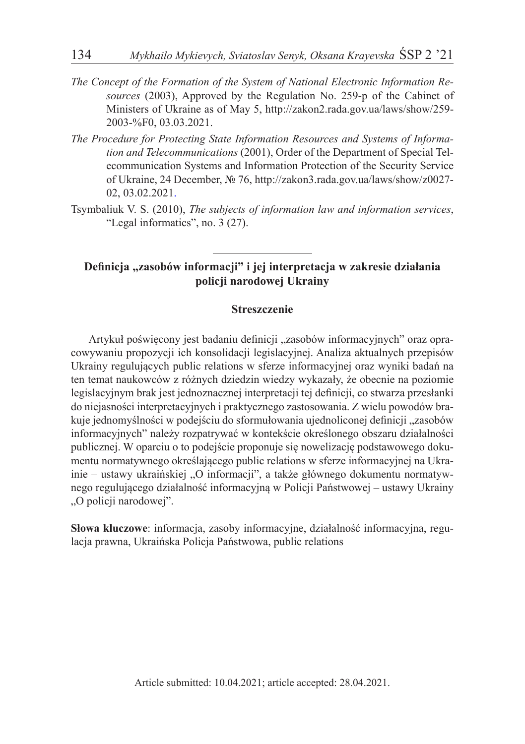*The Concept of the Formation of the System of National Electronic Information Resources* (2003), Approved by the Regulation No. 259-p of the Cabinet of Ministers of Ukraine as of May 5, http://zakon2.rada.gov.ua/laws/show/259-2003-%F0, 03.03.2021.

*The Procedure for Protecting State Information Resources and Systems of Information and Telecommunications* (2001), Order of the Department of Special Telecommunication Systems and Information Protection of the Security Service of Ukraine, 24 December, № 76, http://zakon3.rada.gov.ua/laws/show/z0027-02, 03.02.2021.

Tsymbaliuk V. S. (2010), *The subjects of information law and information services*, "Legal informatics", no. 3 (27).

---

## Definicja „zasobów informacji" i jej interpretacja w zakresie działania policji narodowej Ukrainy

### Streszczenie

Artykuł poświęcony jest badaniu definicji „zasobów informacyjnych" oraz opracowywaniu propozycji ich konsolidacji legislacyjnej. Analiza aktualnych przepisów Ukrainy regulujących public relations w sferze informacyjnej oraz wyniki badań na ten temat naukowców z różnych dziedzin wiedzy wykazały, że obecnie na poziomie legislacyjnym brak jest jednoznacznej interpretacji tej definicji, co stwarza przesłanki do niejasności interpretacyjnych i praktycznego zastosowania. Z wielu powodów brakuje jednomyślności w podejściu do sformułowania ujednoliconej definicji „zasobów informacyjnych" należy rozpatrywać w kontekście określonego obszaru działalności publicznej. W oparciu o to podejście proponuje się nowelizację podstawowego dokumentu normatywnego określającego public relations w sferze informacyjnej na Ukrainie – ustawy ukraińskiej „O informacji", a także głównego dokumentu normatywnego regulującego działalność informacyjną w Policji Państwowej – ustawy Ukrainy „O policji narodowej".

**Słowa kluczowe**: informacja, zasoby informacyjne, działalność informacyjna, regulacja prawna, Ukraińska Policja Państwowa, public relations

Article submitted: 10.04.2021; article accepted: 28.04.2021.